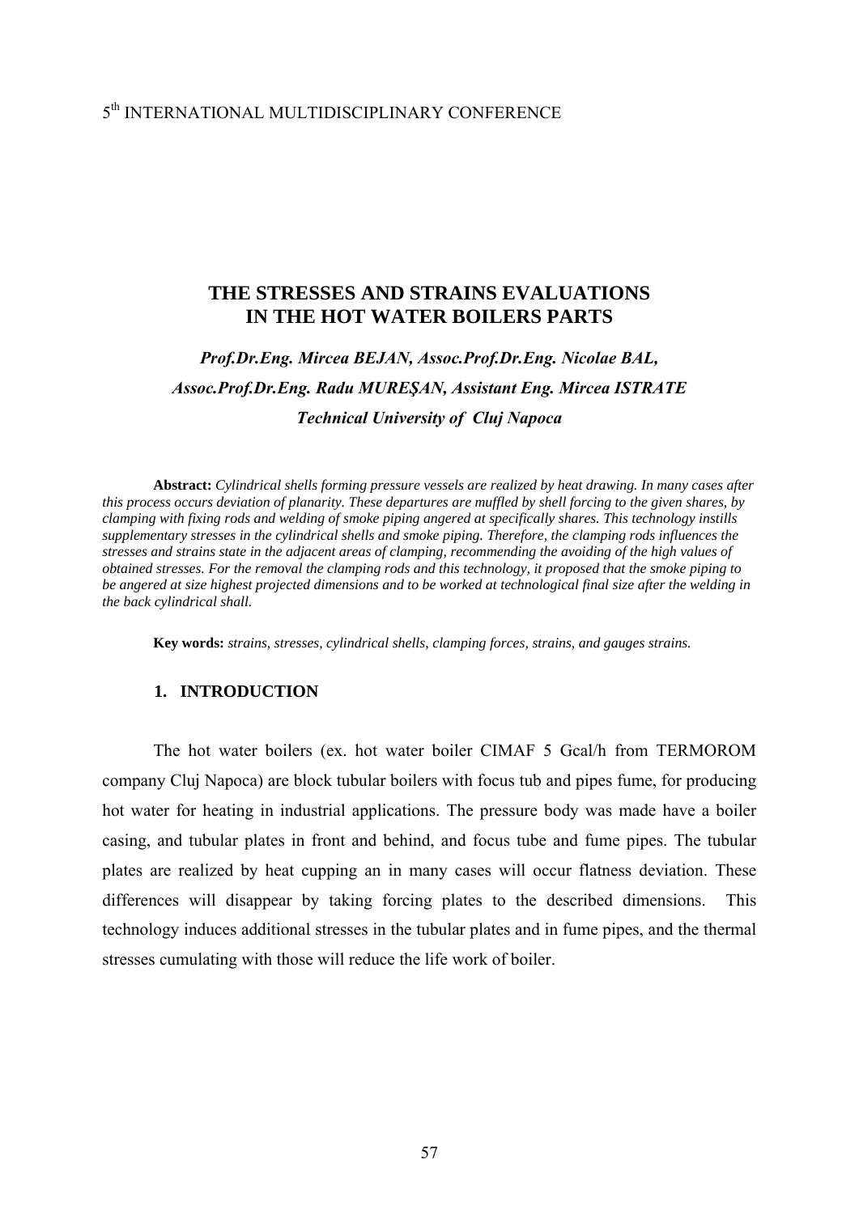5th INTERNATIONAL MULTIDISCIPLINARY CONFERENCE

# THE STRESSES AND STRAINS EVALUATIONS IN THE HOT WATER BOILERS PARTS

***Prof.Dr.Eng. Mircea BEJAN, Assoc.Prof.Dr.Eng. Nicolae BAL, Assoc.Prof.Dr.Eng. Radu MUREŞAN, Assistant Eng. Mircea ISTRATE***

***Technical University of Cluj Napoca***

**Abstract:** *Cylindrical shells forming pressure vessels are realized by heat drawing. In many cases after this process occurs deviation of planarity. These departures are muffled by shell forcing to the given shares, by clamping with fixing rods and welding of smoke piping angered at specifically shares. This technology instills supplementary stresses in the cylindrical shells and smoke piping. Therefore, the clamping rods influences the stresses and strains state in the adjacent areas of clamping, recommending the avoiding of the high values of obtained stresses. For the removal the clamping rods and this technology, it proposed that the smoke piping to be angered at size highest projected dimensions and to be worked at technological final size after the welding in the back cylindrical shall.*

**Key words:** *strains, stresses, cylindrical shells, clamping forces, strains, and gauges strains.*

## 1. INTRODUCTION

The hot water boilers (ex. hot water boiler CIMAF 5 Gcal/h from TERMOROM company Cluj Napoca) are block tubular boilers with focus tub and pipes fume, for producing hot water for heating in industrial applications. The pressure body was made have a boiler casing, and tubular plates in front and behind, and focus tube and fume pipes. The tubular plates are realized by heat cupping an in many cases will occur flatness deviation. These differences will disappear by taking forcing plates to the described dimensions. This technology induces additional stresses in the tubular plates and in fume pipes, and the thermal stresses cumulating with those will reduce the life work of boiler.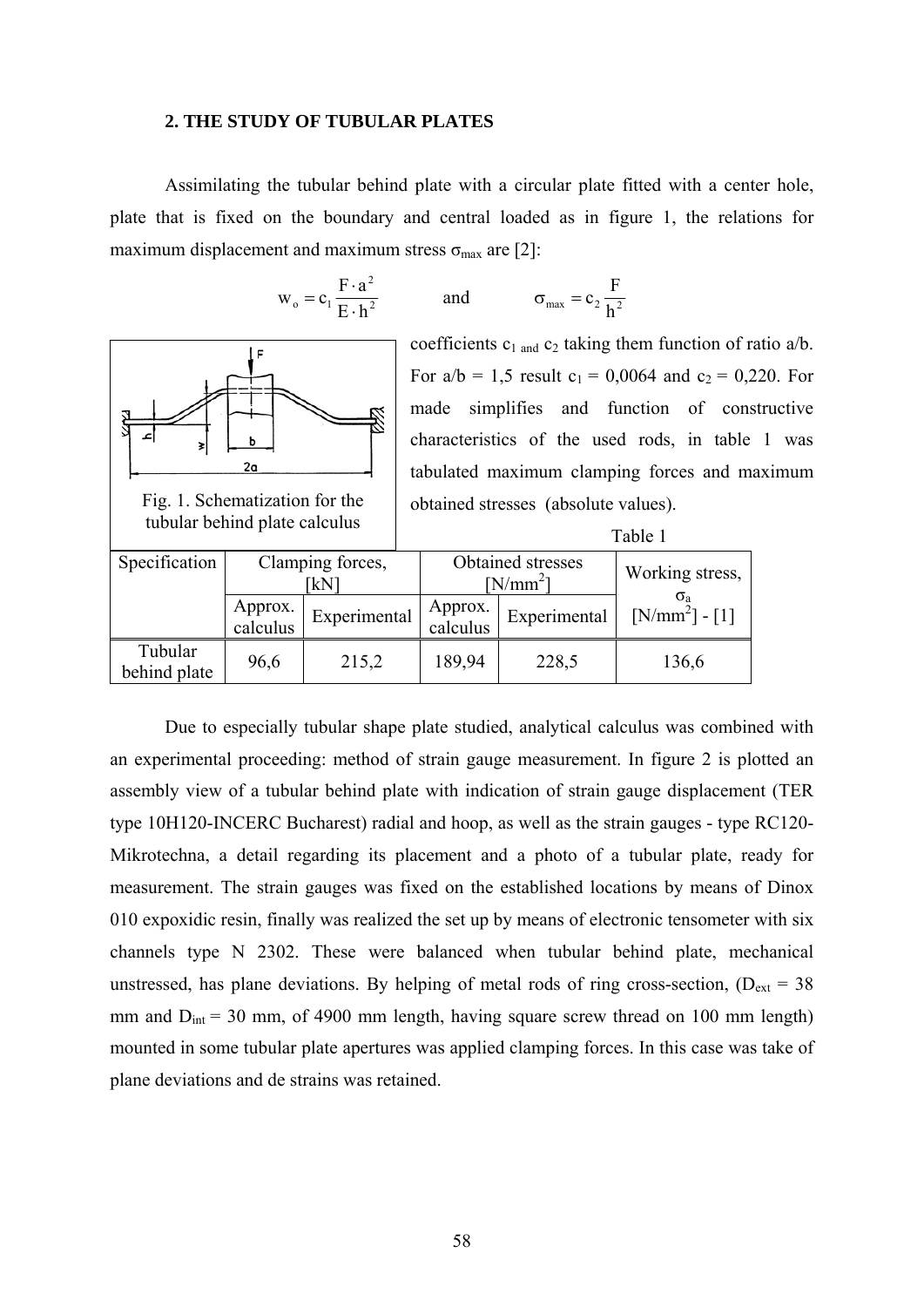## 2. THE STUDY OF TUBULAR PLATES

Assimilating the tubular behind plate with a circular plate fitted with a center hole, plate that is fixed on the boundary and central loaded as in figure 1, the relations for maximum displacement and maximum stress $\sigma_{max}$ are [2]:

$$w_o = c_1 \frac{F \cdot a^2}{E \cdot h^2} \quad \text{and} \quad \sigma_{max} = c_2 \frac{F}{h^2}$$

Fig. 1. Schematization for the tubular behind plate calculus

coefficients $c_1$ and $c_2$ taking them function of ratio a/b. For a/b = 1,5 result $c_1$ = 0,0064 and $c_2$ = 0,220. For made simplifies and function of constructive characteristics of the used rods, in table 1 was tabulated maximum clamping forces and maximum obtained stresses (absolute values).

Table 1

| Specification | Clamping forces, [kN] | | Obtained stresses [N/mm$^2$] | | Working stress, $\sigma_a$ [N/mm$^2$] - [1] |
|---|---|---|---|---|---|
| | Approx. calculus | Experimental | Approx. calculus | Experimental | |
| Tubular behind plate | 96,6 | 215,2 | 189,94 | 228,5 | 136,6 |

Due to especially tubular shape plate studied, analytical calculus was combined with an experimental proceeding: method of strain gauge measurement. In figure 2 is plotted an assembly view of a tubular behind plate with indication of strain gauge displacement (TER type 10H120-INCERC Bucharest) radial and hoop, as well as the strain gauges - type RC120-Mikrotechna, a detail regarding its placement and a photo of a tubular plate, ready for measurement. The strain gauges was fixed on the established locations by means of Dinox 010 expoxidic resin, finally was realized the set up by means of electronic tensometer with six channels type N 2302. These were balanced when tubular behind plate, mechanical unstressed, has plane deviations. By helping of metal rods of ring cross-section, ($D_{ext}$ = 38 mm and $D_{int}$ = 30 mm, of 4900 mm length, having square screw thread on 100 mm length) mounted in some tubular plate apertures was applied clamping forces. In this case was take of plane deviations and de strains was retained.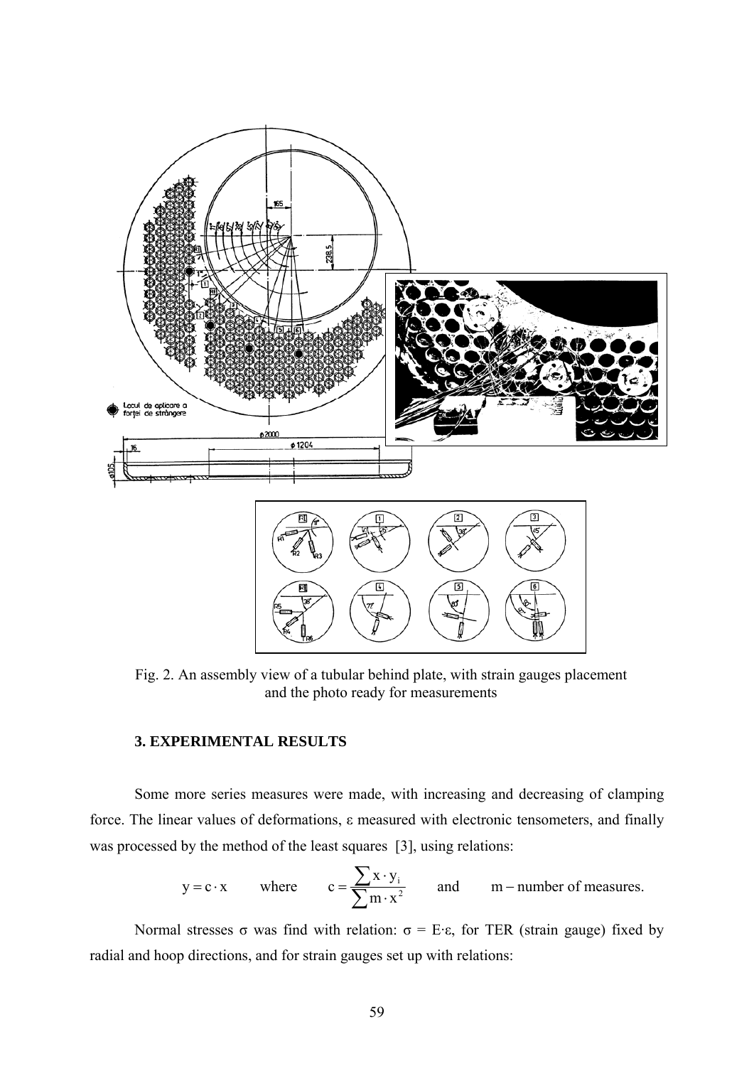Fig. 2. An assembly view of a tubular behind plate, with strain gauges placement and the photo ready for measurements

### 3. EXPERIMENTAL RESULTS

Some more series measures were made, with increasing and decreasing of clamping force. The linear values of deformations, ε measured with electronic tensometers, and finally was processed by the method of the least squares [3], using relations:

$$y = c \cdot x \qquad \text{where} \qquad c = \frac{\sum x \cdot y_i}{\sum m \cdot x^2} \qquad \text{and} \qquad m \text{ – number of measures.}$$

Normal stresses σ was find with relation: σ = E·ε, for TER (strain gauge) fixed by radial and hoop directions, and for strain gauges set up with relations: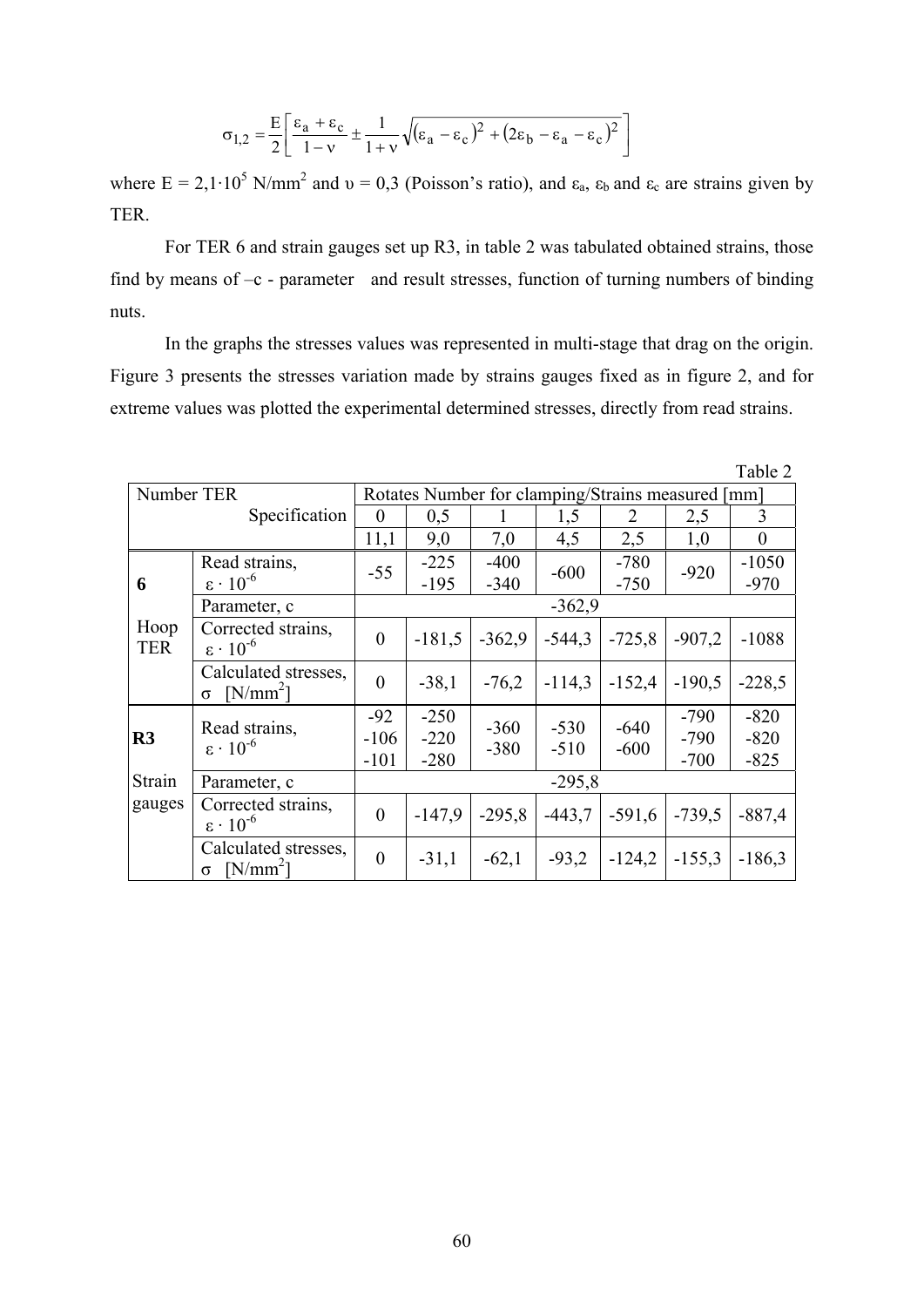$$\sigma_{1,2} = \frac{E}{2}\left[\frac{\varepsilon_a + \varepsilon_c}{1-\nu} \pm \frac{1}{1+\nu}\sqrt{(\varepsilon_a - \varepsilon_c)^2 + (2\varepsilon_b - \varepsilon_a - \varepsilon_c)^2}\right]$$

where $E = 2{,}1 \cdot 10^5$ N/mm$^2$ and $\upsilon = 0{,}3$ (Poisson's ratio), and $\varepsilon_a$, $\varepsilon_b$ and $\varepsilon_c$ are strains given by TER.

For TER 6 and strain gauges set up R3, in table 2 was tabulated obtained strains, those find by means of –c - parameter and result stresses, function of turning numbers of binding nuts.

In the graphs the stresses values was represented in multi-stage that drag on the origin. Figure 3 presents the stresses variation made by strains gauges fixed as in figure 2, and for extreme values was plotted the experimental determined stresses, directly from read strains.

Table 2

| Number TER | Specification | Rotates Number for clamping/Strains measured [mm] | | | | | | |
|---|---|---|---|---|---|---|---|---|
| | | 0 | 0,5 | 1 | 1,5 | 2 | 2,5 | 3 |
| | | 11,1 | 9,0 | 7,0 | 4,5 | 2,5 | 1,0 | 0 |
| **6** Hoop TER | Read strains, $\varepsilon \cdot 10^{-6}$ | -55 | -225 -195 | -400 -340 | -600 | -780 -750 | -920 | -1050 -970 |
| | Parameter, c | -362,9 | | | | | | |
| | Corrected strains, $\varepsilon \cdot 10^{-6}$ | 0 | -181,5 | -362,9 | -544,3 | -725,8 | -907,2 | -1088 |
| | Calculated stresses, $\sigma$ [N/mm$^2$] | 0 | -38,1 | -76,2 | -114,3 | -152,4 | -190,5 | -228,5 |
| **R3** Strain gauges | Read strains, $\varepsilon \cdot 10^{-6}$ | -92 -106 -101 | -250 -220 -280 | -360 -380 | -530 -510 | -640 -600 | -790 -790 -700 | -820 -820 -825 |
| | Parameter, c | -295,8 | | | | | | |
| | Corrected strains, $\varepsilon \cdot 10^{-6}$ | 0 | -147,9 | -295,8 | -443,7 | -591,6 | -739,5 | -887,4 |
| | Calculated stresses, $\sigma$ [N/mm$^2$] | 0 | -31,1 | -62,1 | -93,2 | -124,2 | -155,3 | -186,3 |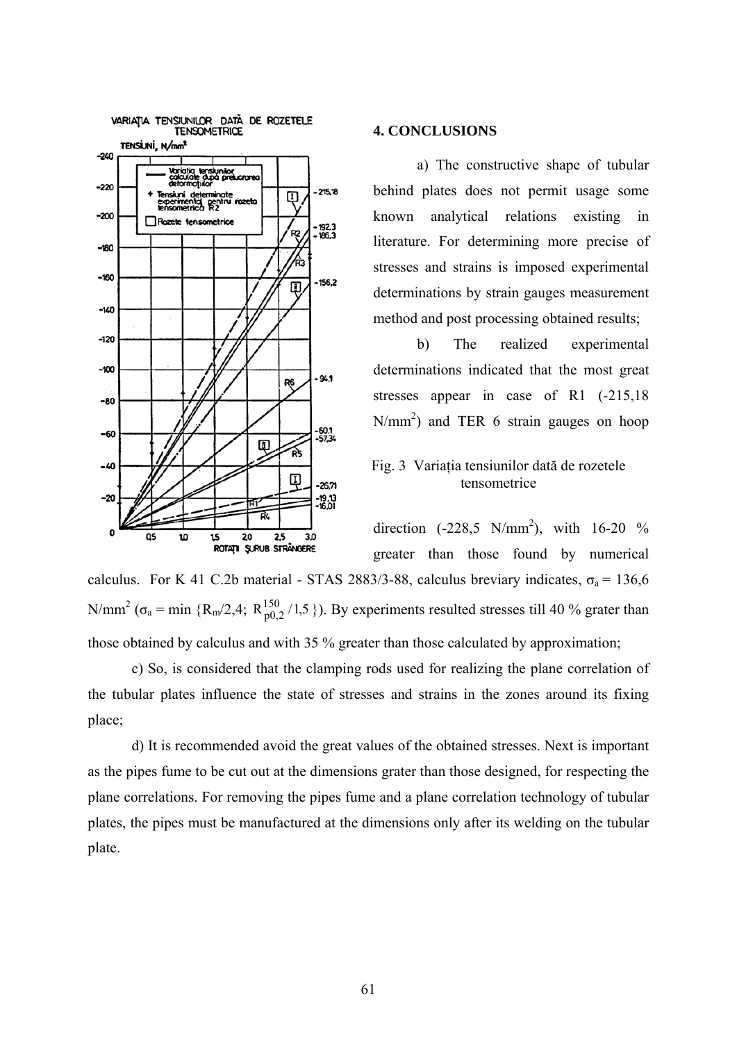## 4. CONCLUSIONS

a) The constructive shape of tubular behind plates does not permit usage some known analytical relations existing in literature. For determining more precise of stresses and strains is imposed experimental determinations by strain gauges measurement method and post processing obtained results;

b) The realized experimental determinations indicated that the most great stresses appear in case of R1 (-215,18 N/mm$^2$) and TER 6 strain gauges on hoop direction (-228,5 N/mm$^2$), with 16-20 % greater than those found by numerical calculus. For K 41 C.2b material - STAS 2883/3-88, calculus breviary indicates, $\sigma_a$ = 136,6 N/mm$^2$ ($\sigma_a = \min \{R_m/2{,}4;\ R^{150}_{p0,2}/1{,}5\}$). By experiments resulted stresses till 40 % grater than those obtained by calculus and with 35 % greater than those calculated by approximation;

c) So, is considered that the clamping rods used for realizing the plane correlation of the tubular plates influence the state of stresses and strains in the zones around its fixing place;

d) It is recommended avoid the great values of the obtained stresses. Next is important as the pipes fume to be cut out at the dimensions grater than those designed, for respecting the plane correlations. For removing the pipes fume and a plane correlation technology of tubular plates, the pipes must be manufactured at the dimensions only after its welding on the tubular plate.

Fig. 3 Variația tensiunilor dată de rozetele tensometrice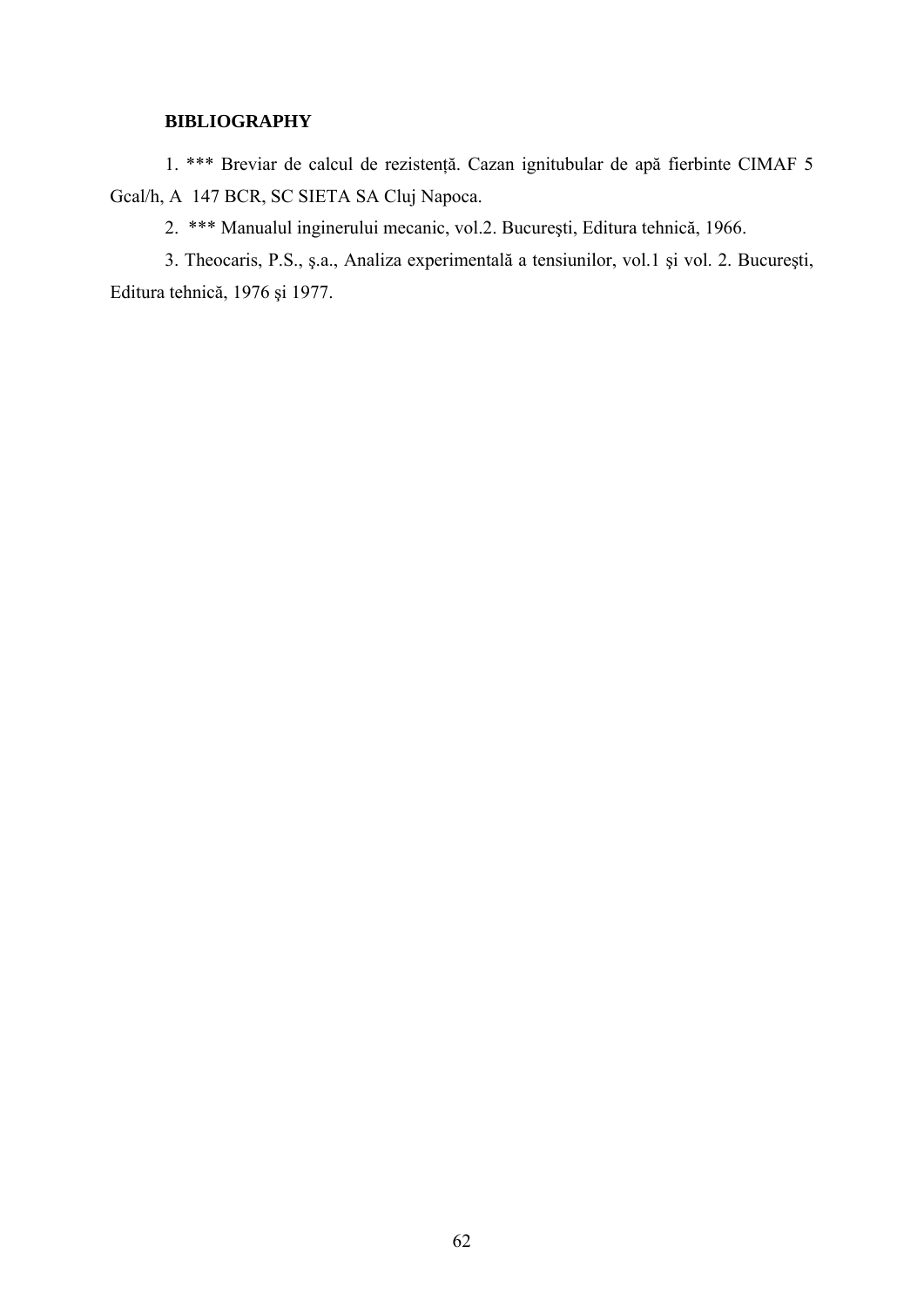## BIBLIOGRAPHY

1. *** Breviar de calcul de rezistență. Cazan ignitubular de apă fierbinte CIMAF 5 Gcal/h, A 147 BCR, SC SIETA SA Cluj Napoca.

2. *** Manualul inginerului mecanic, vol.2. Bucureşti, Editura tehnică, 1966.

3. Theocaris, P.S., ş.a., Analiza experimentală a tensiunilor, vol.1 şi vol. 2. Bucureşti, Editura tehnică, 1976 şi 1977.